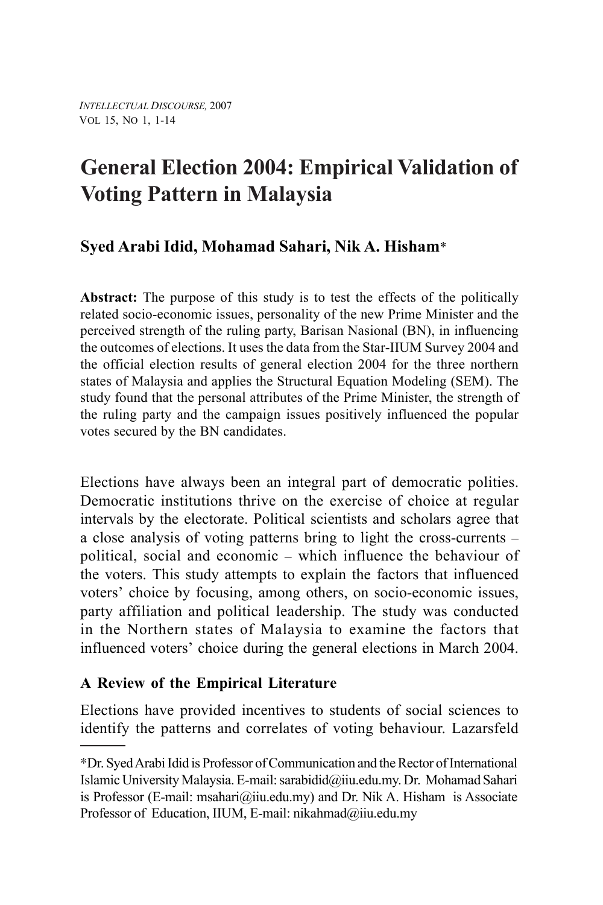# General Election 2004: Empirical Validation of Voting Pattern in Malaysia

**Syed Arabi Idid, Mohamad Sahari, Nik A. Hisham***

**Abstract:** The purpose of this study is to test the effects of the politically related socio-economic issues, personality of the new Prime Minister and the perceived strength of the ruling party, Barisan Nasional (BN), in influencing the outcomes of elections. It uses the data from the Star-IIUM Survey 2004 and the official election results of general election 2004 for the three northern states of Malaysia and applies the Structural Equation Modeling (SEM). The study found that the personal attributes of the Prime Minister, the strength of the ruling party and the campaign issues positively influenced the popular votes secured by the BN candidates.

Elections have always been an integral part of democratic polities. Democratic institutions thrive on the exercise of choice at regular intervals by the electorate. Political scientists and scholars agree that a close analysis of voting patterns bring to light the cross-currents – political, social and economic – which influence the behaviour of the voters. This study attempts to explain the factors that influenced voters' choice by focusing, among others, on socio-economic issues, party affiliation and political leadership. The study was conducted in the Northern states of Malaysia to examine the factors that influenced voters' choice during the general elections in March 2004.

## A Review of the Empirical Literature

Elections have provided incentives to students of social sciences to identify the patterns and correlates of voting behaviour. Lazarsfeld

---

*Dr. Syed Arabi Idid is Professor of Communication and the Rector of International Islamic University Malaysia. E-mail: sarabidid@iiu.edu.my. Dr. Mohamad Sahari is Professor (E-mail: msahari@iiu.edu.my) and Dr. Nik A. Hisham is Associate Professor of Education, IIUM, E-mail: nikahmad@iiu.edu.my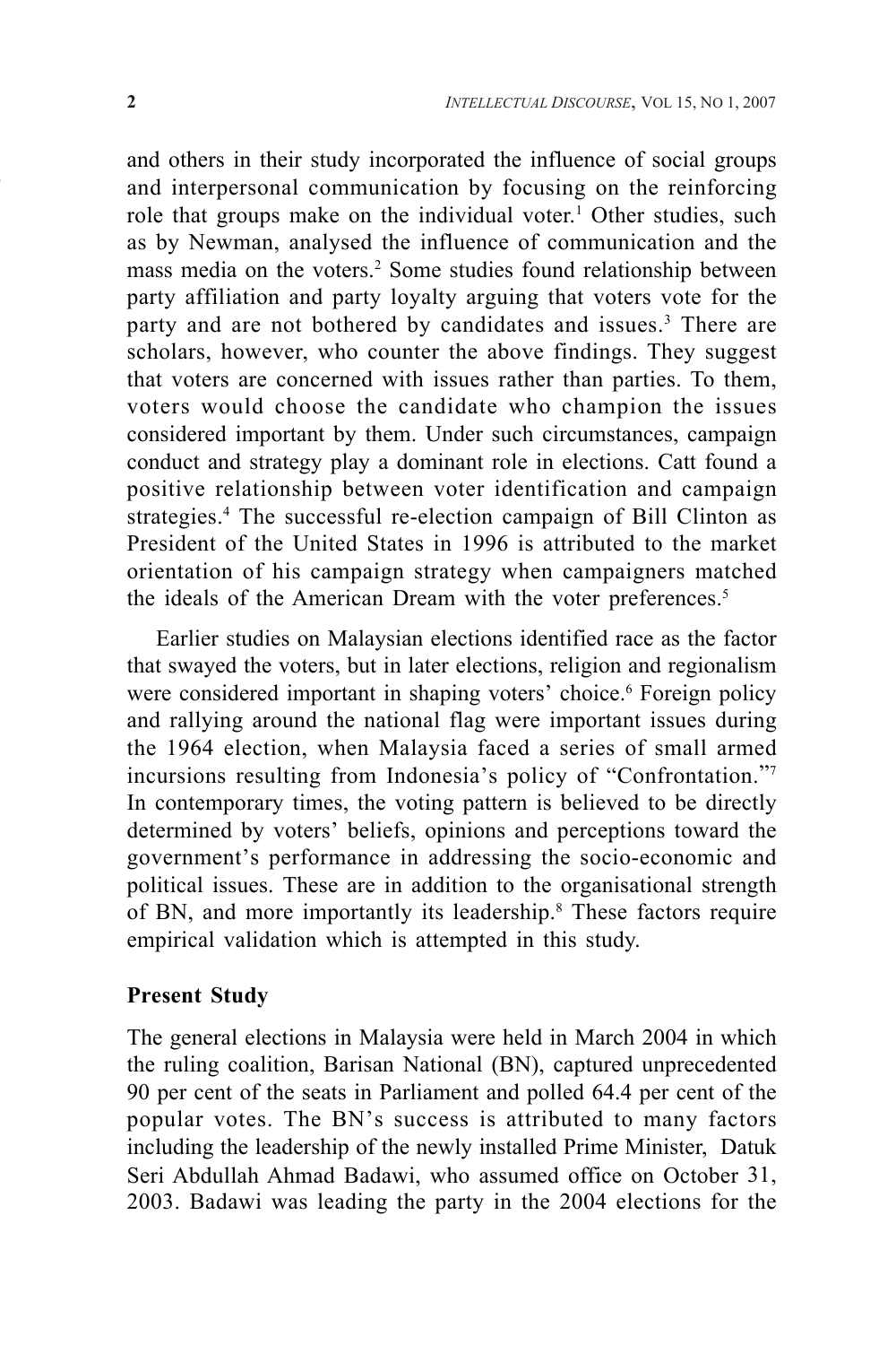and others in their study incorporated the influence of social groups and interpersonal communication by focusing on the reinforcing role that groups make on the individual voter.[1] Other studies, such as by Newman, analysed the influence of communication and the mass media on the voters.[2] Some studies found relationship between party affiliation and party loyalty arguing that voters vote for the party and are not bothered by candidates and issues.[3] There are scholars, however, who counter the above findings. They suggest that voters are concerned with issues rather than parties. To them, voters would choose the candidate who champion the issues considered important by them. Under such circumstances, campaign conduct and strategy play a dominant role in elections. Catt found a positive relationship between voter identification and campaign strategies.[4] The successful re-election campaign of Bill Clinton as President of the United States in 1996 is attributed to the market orientation of his campaign strategy when campaigners matched the ideals of the American Dream with the voter preferences.[5]

Earlier studies on Malaysian elections identified race as the factor that swayed the voters, but in later elections, religion and regionalism were considered important in shaping voters' choice.[6] Foreign policy and rallying around the national flag were important issues during the 1964 election, when Malaysia faced a series of small armed incursions resulting from Indonesia's policy of "Confrontation."[7] In contemporary times, the voting pattern is believed to be directly determined by voters' beliefs, opinions and perceptions toward the government's performance in addressing the socio-economic and political issues. These are in addition to the organisational strength of BN, and more importantly its leadership.[8] These factors require empirical validation which is attempted in this study.

## Present Study

The general elections in Malaysia were held in March 2004 in which the ruling coalition, Barisan National (BN), captured unprecedented 90 per cent of the seats in Parliament and polled 64.4 per cent of the popular votes. The BN's success is attributed to many factors including the leadership of the newly installed Prime Minister, Datuk Seri Abdullah Ahmad Badawi, who assumed office on October 31, 2003. Badawi was leading the party in the 2004 elections for the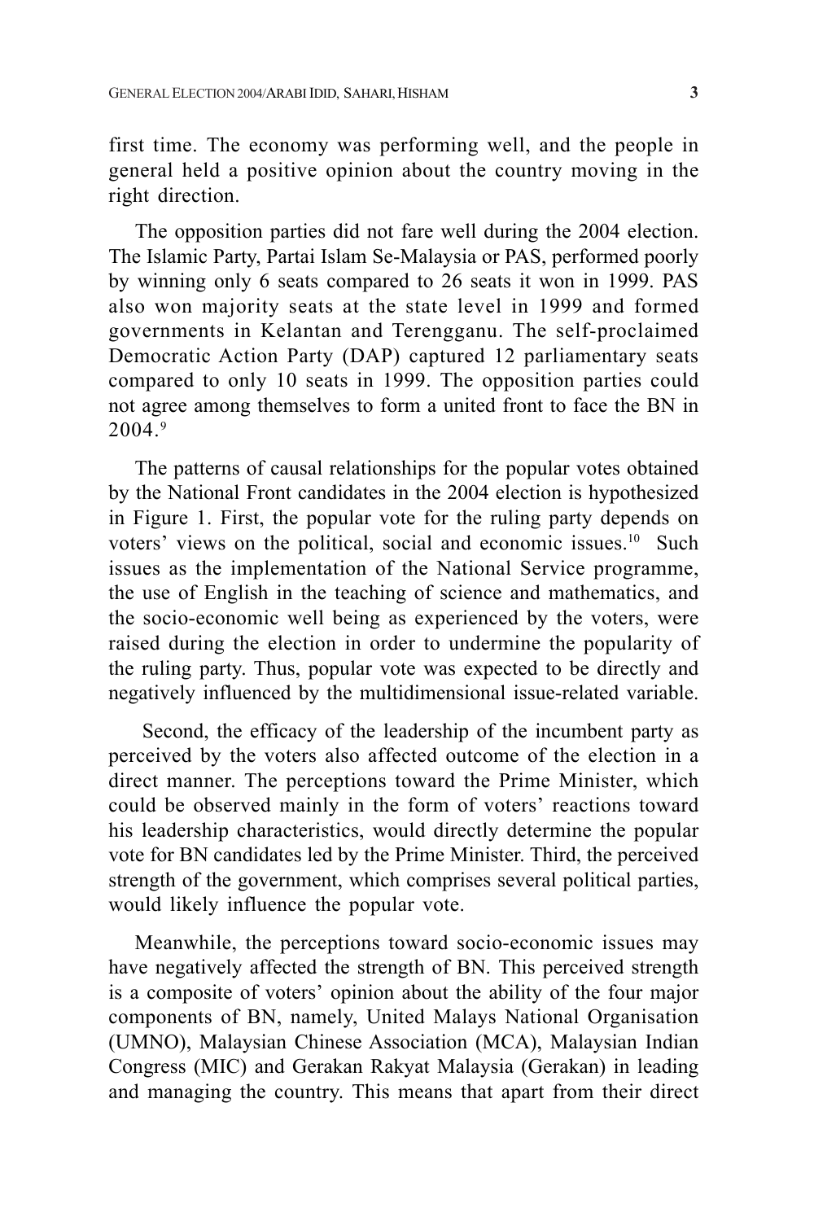first time. The economy was performing well, and the people in general held a positive opinion about the country moving in the right direction.

The opposition parties did not fare well during the 2004 election. The Islamic Party, Partai Islam Se-Malaysia or PAS, performed poorly by winning only 6 seats compared to 26 seats it won in 1999. PAS also won majority seats at the state level in 1999 and formed governments in Kelantan and Terengganu. The self-proclaimed Democratic Action Party (DAP) captured 12 parliamentary seats compared to only 10 seats in 1999. The opposition parties could not agree among themselves to form a united front to face the BN in 2004.[9]

The patterns of causal relationships for the popular votes obtained by the National Front candidates in the 2004 election is hypothesized in Figure 1. First, the popular vote for the ruling party depends on voters' views on the political, social and economic issues.[10] Such issues as the implementation of the National Service programme, the use of English in the teaching of science and mathematics, and the socio-economic well being as experienced by the voters, were raised during the election in order to undermine the popularity of the ruling party. Thus, popular vote was expected to be directly and negatively influenced by the multidimensional issue-related variable.

Second, the efficacy of the leadership of the incumbent party as perceived by the voters also affected outcome of the election in a direct manner. The perceptions toward the Prime Minister, which could be observed mainly in the form of voters' reactions toward his leadership characteristics, would directly determine the popular vote for BN candidates led by the Prime Minister. Third, the perceived strength of the government, which comprises several political parties, would likely influence the popular vote.

Meanwhile, the perceptions toward socio-economic issues may have negatively affected the strength of BN. This perceived strength is a composite of voters' opinion about the ability of the four major components of BN, namely, United Malays National Organisation (UMNO), Malaysian Chinese Association (MCA), Malaysian Indian Congress (MIC) and Gerakan Rakyat Malaysia (Gerakan) in leading and managing the country. This means that apart from their direct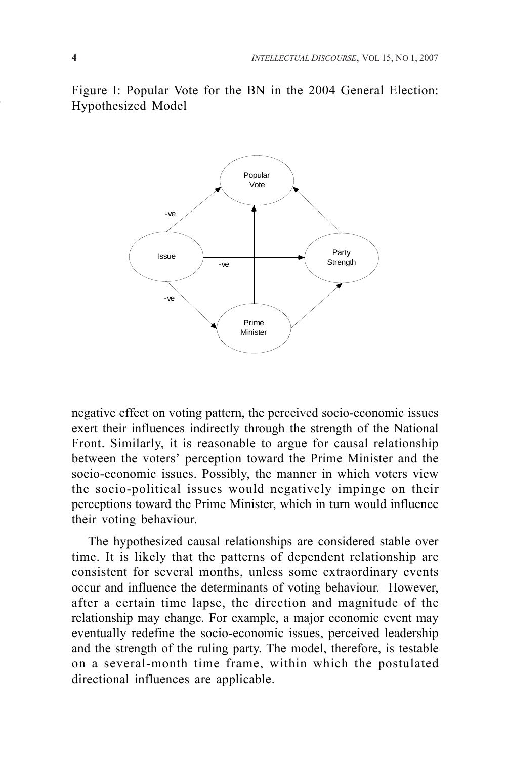Figure I: Popular Vote for the BN in the 2004 General Election: Hypothesized Model

negative effect on voting pattern, the perceived socio-economic issues exert their influences indirectly through the strength of the National Front. Similarly, it is reasonable to argue for causal relationship between the voters' perception toward the Prime Minister and the socio-economic issues. Possibly, the manner in which voters view the socio-political issues would negatively impinge on their perceptions toward the Prime Minister, which in turn would influence their voting behaviour.

The hypothesized causal relationships are considered stable over time. It is likely that the patterns of dependent relationship are consistent for several months, unless some extraordinary events occur and influence the determinants of voting behaviour. However, after a certain time lapse, the direction and magnitude of the relationship may change. For example, a major economic event may eventually redefine the socio-economic issues, perceived leadership and the strength of the ruling party. The model, therefore, is testable on a several-month time frame, within which the postulated directional influences are applicable.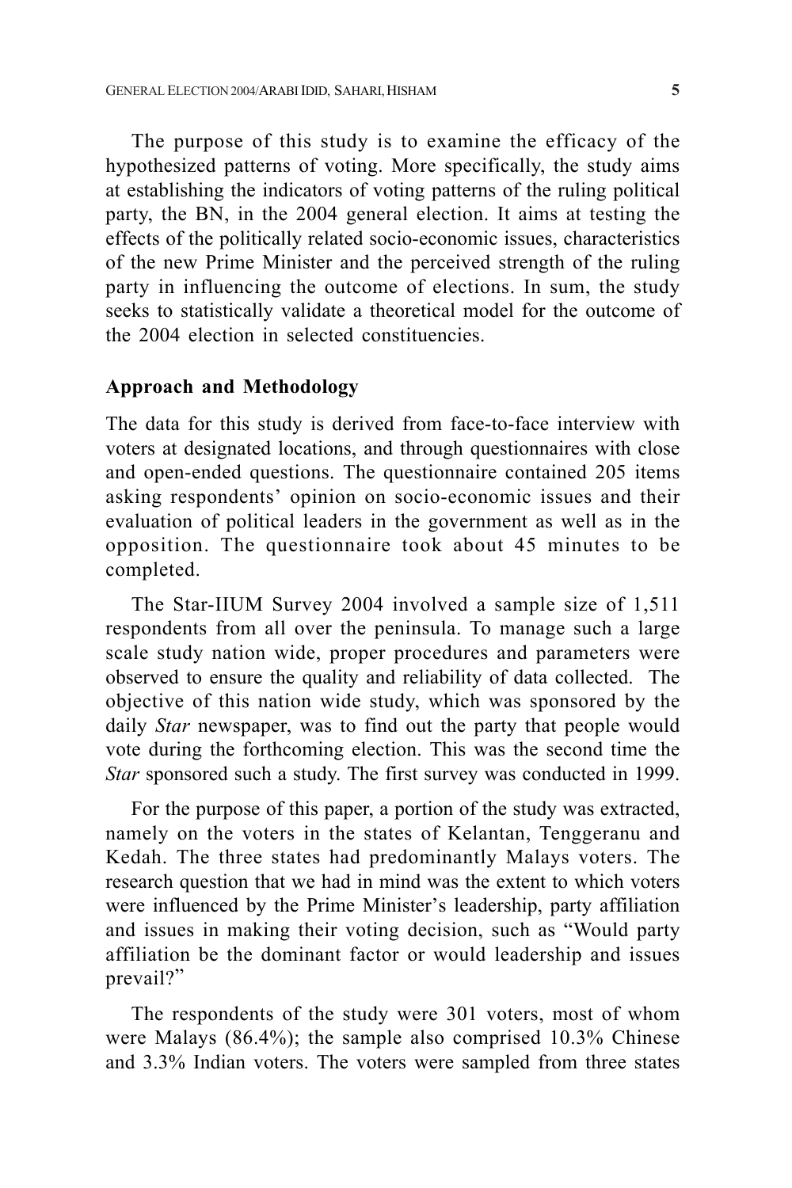The purpose of this study is to examine the efficacy of the hypothesized patterns of voting. More specifically, the study aims at establishing the indicators of voting patterns of the ruling political party, the BN, in the 2004 general election. It aims at testing the effects of the politically related socio-economic issues, characteristics of the new Prime Minister and the perceived strength of the ruling party in influencing the outcome of elections. In sum, the study seeks to statistically validate a theoretical model for the outcome of the 2004 election in selected constituencies.

## Approach and Methodology

The data for this study is derived from face-to-face interview with voters at designated locations, and through questionnaires with close and open-ended questions. The questionnaire contained 205 items asking respondents' opinion on socio-economic issues and their evaluation of political leaders in the government as well as in the opposition. The questionnaire took about 45 minutes to be completed.

The Star-IIUM Survey 2004 involved a sample size of 1,511 respondents from all over the peninsula. To manage such a large scale study nation wide, proper procedures and parameters were observed to ensure the quality and reliability of data collected. The objective of this nation wide study, which was sponsored by the daily *Star* newspaper, was to find out the party that people would vote during the forthcoming election. This was the second time the *Star* sponsored such a study. The first survey was conducted in 1999.

For the purpose of this paper, a portion of the study was extracted, namely on the voters in the states of Kelantan, Tenggeranu and Kedah. The three states had predominantly Malays voters. The research question that we had in mind was the extent to which voters were influenced by the Prime Minister's leadership, party affiliation and issues in making their voting decision, such as "Would party affiliation be the dominant factor or would leadership and issues prevail?"

The respondents of the study were 301 voters, most of whom were Malays (86.4%); the sample also comprised 10.3% Chinese and 3.3% Indian voters. The voters were sampled from three states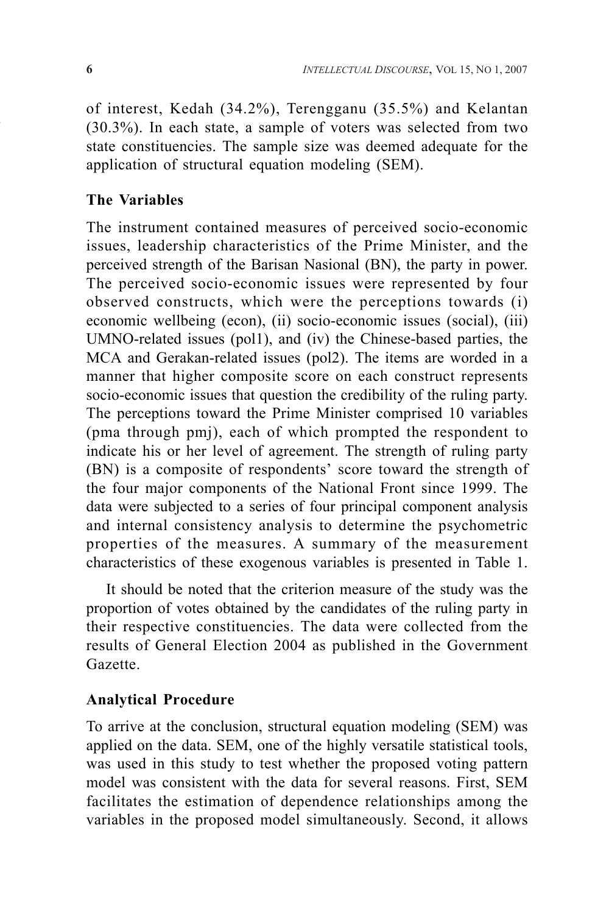of interest, Kedah (34.2%), Terengganu (35.5%) and Kelantan (30.3%). In each state, a sample of voters was selected from two state constituencies. The sample size was deemed adequate for the application of structural equation modeling (SEM).

### The Variables

The instrument contained measures of perceived socio-economic issues, leadership characteristics of the Prime Minister, and the perceived strength of the Barisan Nasional (BN), the party in power. The perceived socio-economic issues were represented by four observed constructs, which were the perceptions towards (i) economic wellbeing (econ), (ii) socio-economic issues (social), (iii) UMNO-related issues (pol1), and (iv) the Chinese-based parties, the MCA and Gerakan-related issues (pol2). The items are worded in a manner that higher composite score on each construct represents socio-economic issues that question the credibility of the ruling party. The perceptions toward the Prime Minister comprised 10 variables (pma through pmj), each of which prompted the respondent to indicate his or her level of agreement. The strength of ruling party (BN) is a composite of respondents' score toward the strength of the four major components of the National Front since 1999. The data were subjected to a series of four principal component analysis and internal consistency analysis to determine the psychometric properties of the measures. A summary of the measurement characteristics of these exogenous variables is presented in Table 1.

It should be noted that the criterion measure of the study was the proportion of votes obtained by the candidates of the ruling party in their respective constituencies. The data were collected from the results of General Election 2004 as published in the Government Gazette.

### Analytical Procedure

To arrive at the conclusion, structural equation modeling (SEM) was applied on the data. SEM, one of the highly versatile statistical tools, was used in this study to test whether the proposed voting pattern model was consistent with the data for several reasons. First, SEM facilitates the estimation of dependence relationships among the variables in the proposed model simultaneously. Second, it allows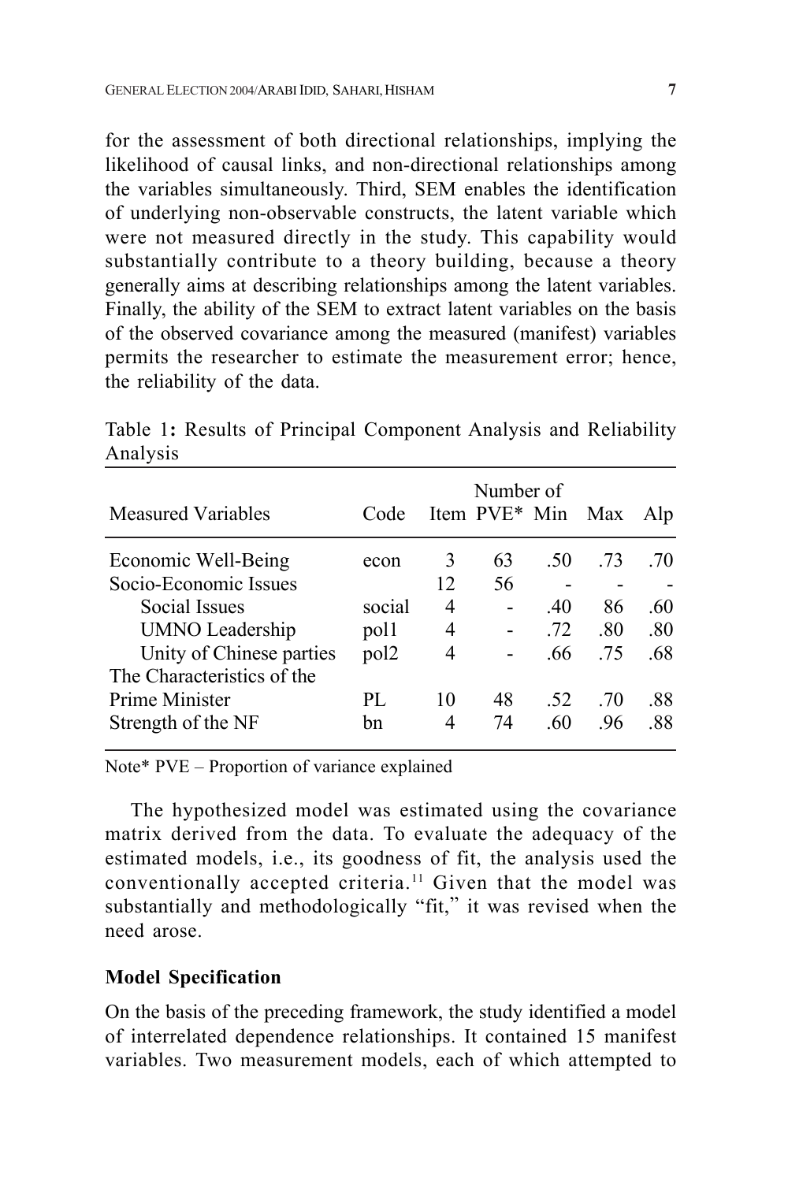for the assessment of both directional relationships, implying the likelihood of causal links, and non-directional relationships among the variables simultaneously. Third, SEM enables the identification of underlying non-observable constructs, the latent variable which were not measured directly in the study. This capability would substantially contribute to a theory building, because a theory generally aims at describing relationships among the latent variables. Finally, the ability of the SEM to extract latent variables on the basis of the observed covariance among the measured (manifest) variables permits the researcher to estimate the measurement error; hence, the reliability of the data.

Table 1**:** Results of Principal Component Analysis and Reliability Analysis

| Measured Variables | Code | Number of Item | PVE* | Min | Max | Alp |
|---|---|---|---|---|---|---|
| Economic Well-Being | econ | 3 | 63 | .50 | .73 | .70 |
| Socio-Economic Issues | | 12 | 56 | - | - | - |
| Social Issues | social | 4 | - | .40 | 86 | .60 |
| UMNO Leadership | pol1 | 4 | - | .72 | .80 | .80 |
| Unity of Chinese parties | pol2 | 4 | - | .66 | .75 | .68 |
| The Characteristics of the Prime Minister | PL | 10 | 48 | .52 | .70 | .88 |
| Strength of the NF | bn | 4 | 74 | .60 | .96 | .88 |

Note* PVE – Proportion of variance explained

The hypothesized model was estimated using the covariance matrix derived from the data. To evaluate the adequacy of the estimated models, i.e., its goodness of fit, the analysis used the conventionally accepted criteria.[11] Given that the model was substantially and methodologically "fit," it was revised when the need arose.

**Model Specification**

On the basis of the preceding framework, the study identified a model of interrelated dependence relationships. It contained 15 manifest variables. Two measurement models, each of which attempted to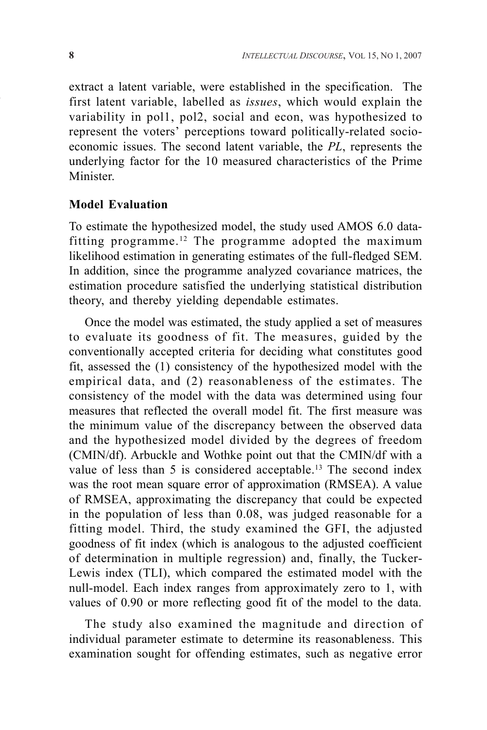extract a latent variable, were established in the specification. The first latent variable, labelled as *issues*, which would explain the variability in pol1, pol2, social and econ, was hypothesized to represent the voters' perceptions toward politically-related socio-economic issues. The second latent variable, the *PL*, represents the underlying factor for the 10 measured characteristics of the Prime Minister.

### Model Evaluation

To estimate the hypothesized model, the study used AMOS 6.0 data-fitting programme.[12] The programme adopted the maximum likelihood estimation in generating estimates of the full-fledged SEM. In addition, since the programme analyzed covariance matrices, the estimation procedure satisfied the underlying statistical distribution theory, and thereby yielding dependable estimates.

Once the model was estimated, the study applied a set of measures to evaluate its goodness of fit. The measures, guided by the conventionally accepted criteria for deciding what constitutes good fit, assessed the (1) consistency of the hypothesized model with the empirical data, and (2) reasonableness of the estimates. The consistency of the model with the data was determined using four measures that reflected the overall model fit. The first measure was the minimum value of the discrepancy between the observed data and the hypothesized model divided by the degrees of freedom (CMIN/df). Arbuckle and Wothke point out that the CMIN/df with a value of less than 5 is considered acceptable.[13] The second index was the root mean square error of approximation (RMSEA). A value of RMSEA, approximating the discrepancy that could be expected in the population of less than 0.08, was judged reasonable for a fitting model. Third, the study examined the GFI, the adjusted goodness of fit index (which is analogous to the adjusted coefficient of determination in multiple regression) and, finally, the Tucker-Lewis index (TLI), which compared the estimated model with the null-model. Each index ranges from approximately zero to 1, with values of 0.90 or more reflecting good fit of the model to the data.

The study also examined the magnitude and direction of individual parameter estimate to determine its reasonableness. This examination sought for offending estimates, such as negative error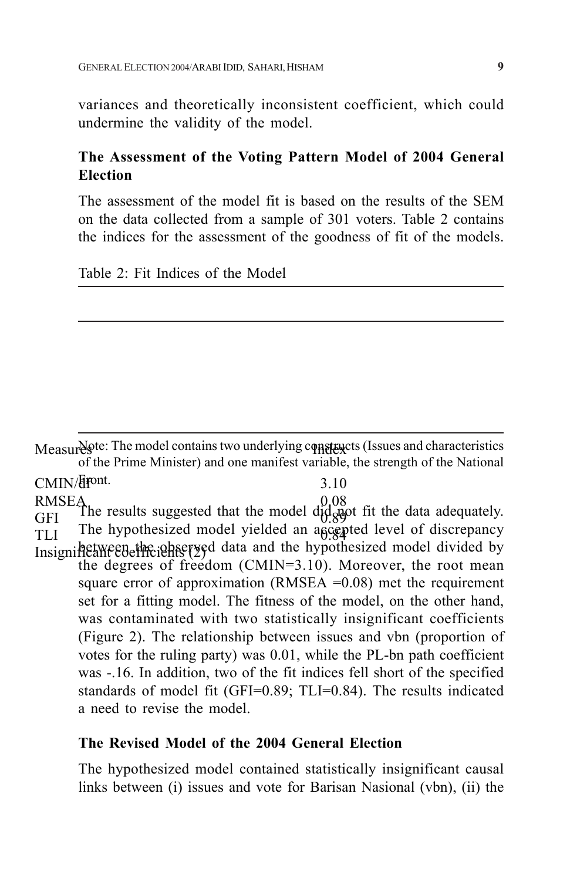variances and theoretically inconsistent coefficient, which could undermine the validity of the model.

**The Assessment of the Voting Pattern Model of 2004 General Election**

The assessment of the model fit is based on the results of the SEM on the data collected from a sample of 301 voters. Table 2 contains the indices for the assessment of the goodness of fit of the models.

Table 2: Fit Indices of the Model

| Measures | Index |
|---|---|
| CMIN/df | 3.10 |
| RMSEA | 0.08 |
| GFI | 0.89 |
| TLI | 0.84 |
| Insignificant coefficients (2) | |

Note: The model contains two underlying constructs (Issues and characteristics of the Prime Minister) and one manifest variable, the strength of the National Front.

The results suggested that the model did not fit the data adequately. The hypothesized model yielded an accepted level of discrepancy between the observed data and the hypothesized model divided by the degrees of freedom (CMIN=3.10). Moreover, the root mean square error of approximation (RMSEA =0.08) met the requirement set for a fitting model. The fitness of the model, on the other hand, was contaminated with two statistically insignificant coefficients (Figure 2). The relationship between issues and vbn (proportion of votes for the ruling party) was 0.01, while the PL-bn path coefficient was -.16. In addition, two of the fit indices fell short of the specified standards of model fit (GFI=0.89; TLI=0.84). The results indicated a need to revise the model.

**The Revised Model of the 2004 General Election**

The hypothesized model contained statistically insignificant causal links between (i) issues and vote for Barisan Nasional (vbn), (ii) the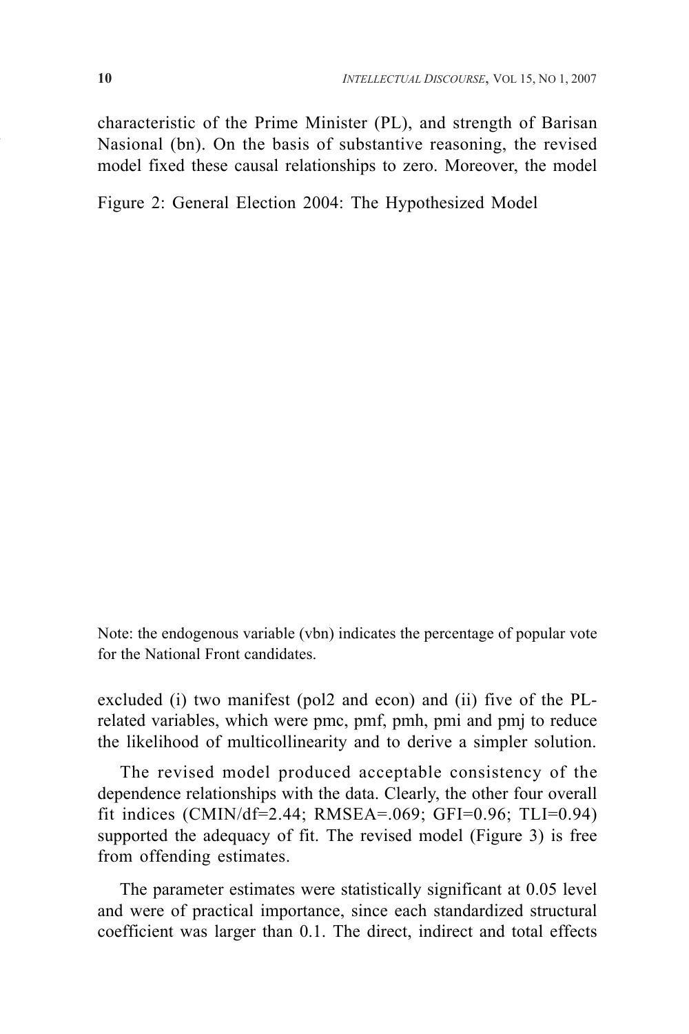characteristic of the Prime Minister (PL), and strength of Barisan Nasional (bn). On the basis of substantive reasoning, the revised model fixed these causal relationships to zero. Moreover, the model

Figure 2: General Election 2004: The Hypothesized Model

Note: the endogenous variable (vbn) indicates the percentage of popular vote for the National Front candidates.

excluded (i) two manifest (pol2 and econ) and (ii) five of the PL-related variables, which were pmc, pmf, pmh, pmi and pmj to reduce the likelihood of multicollinearity and to derive a simpler solution.

The revised model produced acceptable consistency of the dependence relationships with the data. Clearly, the other four overall fit indices (CMIN/df=2.44; RMSEA=.069; GFI=0.96; TLI=0.94) supported the adequacy of fit. The revised model (Figure 3) is free from offending estimates.

The parameter estimates were statistically significant at 0.05 level and were of practical importance, since each standardized structural coefficient was larger than 0.1. The direct, indirect and total effects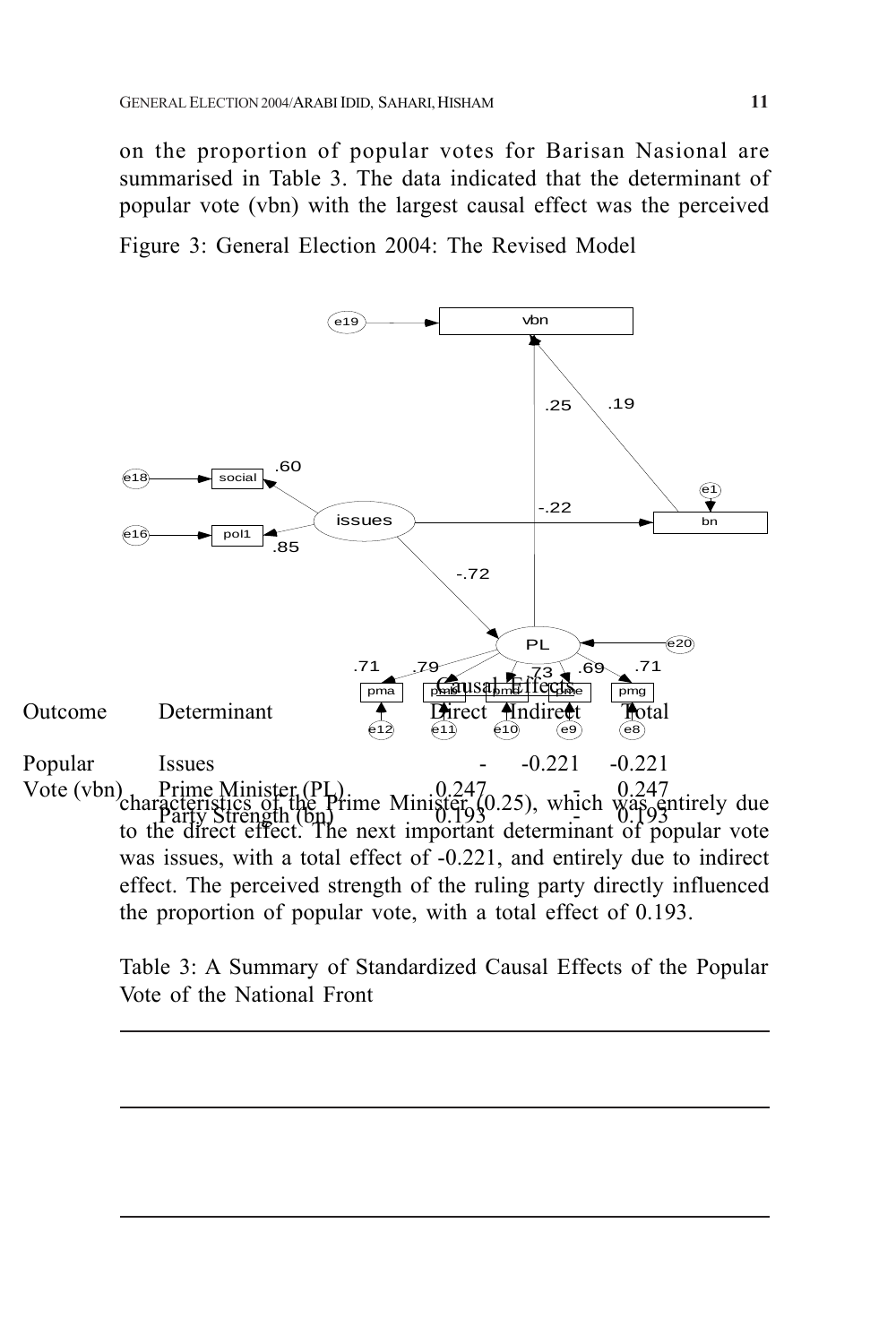on the proportion of popular votes for Barisan Nasional are summarised in Table 3. The data indicated that the determinant of popular vote (vbn) with the largest causal effect was the perceived

Figure 3: General Election 2004: The Revised Model

characteristics of the Prime Minister (0.25), which was entirely due to the direct effect. The next important determinant of popular vote was issues, with a total effect of -0.221, and entirely due to indirect effect. The perceived strength of the ruling party directly influenced the proportion of popular vote, with a total effect of 0.193.

Table 3: A Summary of Standardized Causal Effects of the Popular Vote of the National Front

| Outcome | Determinant | Causal Effects | | |
|---|---|---|---|---|
| | | Direct | Indirect | Total |
| Popular Vote (vbn) | Issues | - | -0.221 | -0.221 |
| | Prime Minister (PL) | 0.247 | - | 0.247 |
| | Party Strength (bn) | 0.193 | - | 0.193 |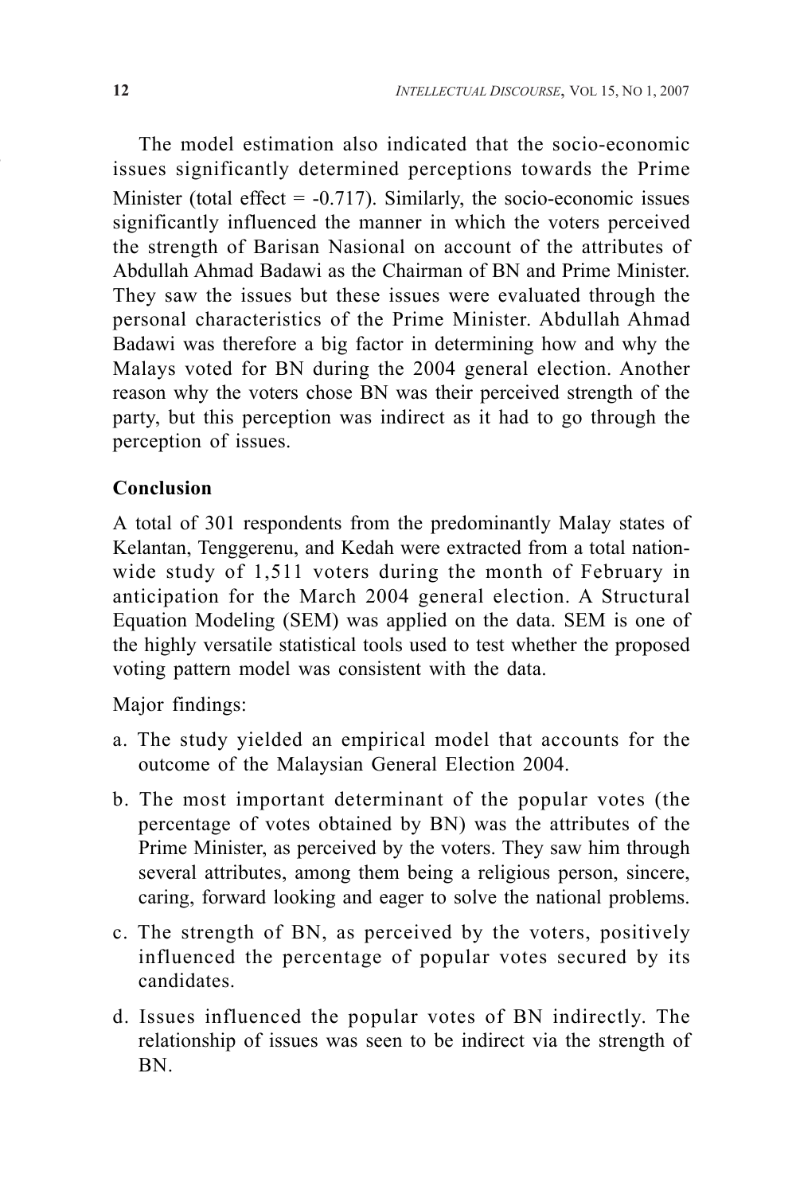The model estimation also indicated that the socio-economic issues significantly determined perceptions towards the Prime Minister (total effect = -0.717). Similarly, the socio-economic issues significantly influenced the manner in which the voters perceived the strength of Barisan Nasional on account of the attributes of Abdullah Ahmad Badawi as the Chairman of BN and Prime Minister. They saw the issues but these issues were evaluated through the personal characteristics of the Prime Minister. Abdullah Ahmad Badawi was therefore a big factor in determining how and why the Malays voted for BN during the 2004 general election. Another reason why the voters chose BN was their perceived strength of the party, but this perception was indirect as it had to go through the perception of issues.

## Conclusion

A total of 301 respondents from the predominantly Malay states of Kelantan, Tenggerenu, and Kedah were extracted from a total nation-wide study of 1,511 voters during the month of February in anticipation for the March 2004 general election. A Structural Equation Modeling (SEM) was applied on the data. SEM is one of the highly versatile statistical tools used to test whether the proposed voting pattern model was consistent with the data.

Major findings:

a. The study yielded an empirical model that accounts for the outcome of the Malaysian General Election 2004.

b. The most important determinant of the popular votes (the percentage of votes obtained by BN) was the attributes of the Prime Minister, as perceived by the voters. They saw him through several attributes, among them being a religious person, sincere, caring, forward looking and eager to solve the national problems.

c. The strength of BN, as perceived by the voters, positively influenced the percentage of popular votes secured by its candidates.

d. Issues influenced the popular votes of BN indirectly. The relationship of issues was seen to be indirect via the strength of BN.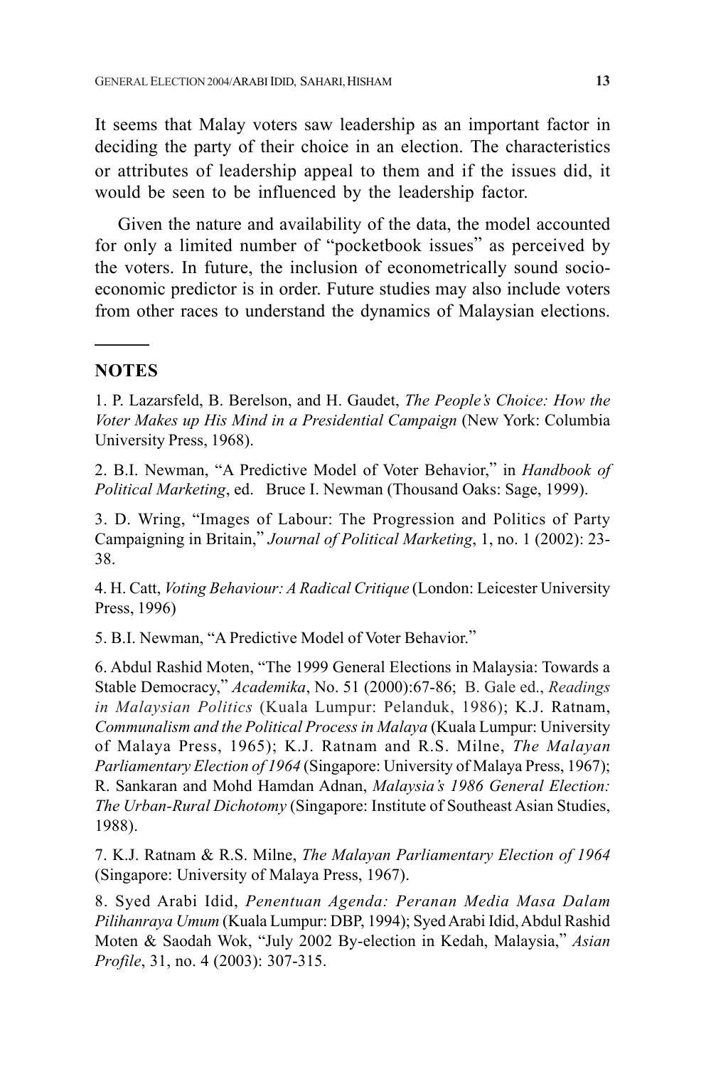It seems that Malay voters saw leadership as an important factor in deciding the party of their choice in an election. The characteristics or attributes of leadership appeal to them and if the issues did, it would be seen to be influenced by the leadership factor.

Given the nature and availability of the data, the model accounted for only a limited number of "pocketbook issues" as perceived by the voters. In future, the inclusion of econometrically sound socio-economic predictor is in order. Future studies may also include voters from other races to understand the dynamics of Malaysian elections.

---

## NOTES

1. P. Lazarsfeld, B. Berelson, and H. Gaudet, *The People's Choice: How the Voter Makes up His Mind in a Presidential Campaign* (New York: Columbia University Press, 1968).

2. B.I. Newman, "A Predictive Model of Voter Behavior," in *Handbook of Political Marketing*, ed. Bruce I. Newman (Thousand Oaks: Sage, 1999).

3. D. Wring, "Images of Labour: The Progression and Politics of Party Campaigning in Britain," *Journal of Political Marketing*, 1, no. 1 (2002): 23-38.

4. H. Catt, *Voting Behaviour: A Radical Critique* (London: Leicester University Press, 1996)

5. B.I. Newman, "A Predictive Model of Voter Behavior."

6. Abdul Rashid Moten, "The 1999 General Elections in Malaysia: Towards a Stable Democracy," *Academika*, No. 51 (2000):67-86; B. Gale ed., *Readings in Malaysian Politics* (Kuala Lumpur: Pelanduk, 1986); K.J. Ratnam, *Communalism and the Political Process in Malaya* (Kuala Lumpur: University of Malaya Press, 1965); K.J. Ratnam and R.S. Milne, *The Malayan Parliamentary Election of 1964* (Singapore: University of Malaya Press, 1967); R. Sankaran and Mohd Hamdan Adnan, *Malaysia's 1986 General Election: The Urban-Rural Dichotomy* (Singapore: Institute of Southeast Asian Studies, 1988).

7. K.J. Ratnam & R.S. Milne, *The Malayan Parliamentary Election of 1964* (Singapore: University of Malaya Press, 1967).

8. Syed Arabi Idid, *Penentuan Agenda: Peranan Media Masa Dalam Pilihanraya Umum* (Kuala Lumpur: DBP, 1994); Syed Arabi Idid, Abdul Rashid Moten & Saodah Wok, "July 2002 By-election in Kedah, Malaysia," *Asian Profile*, 31, no. 4 (2003): 307-315.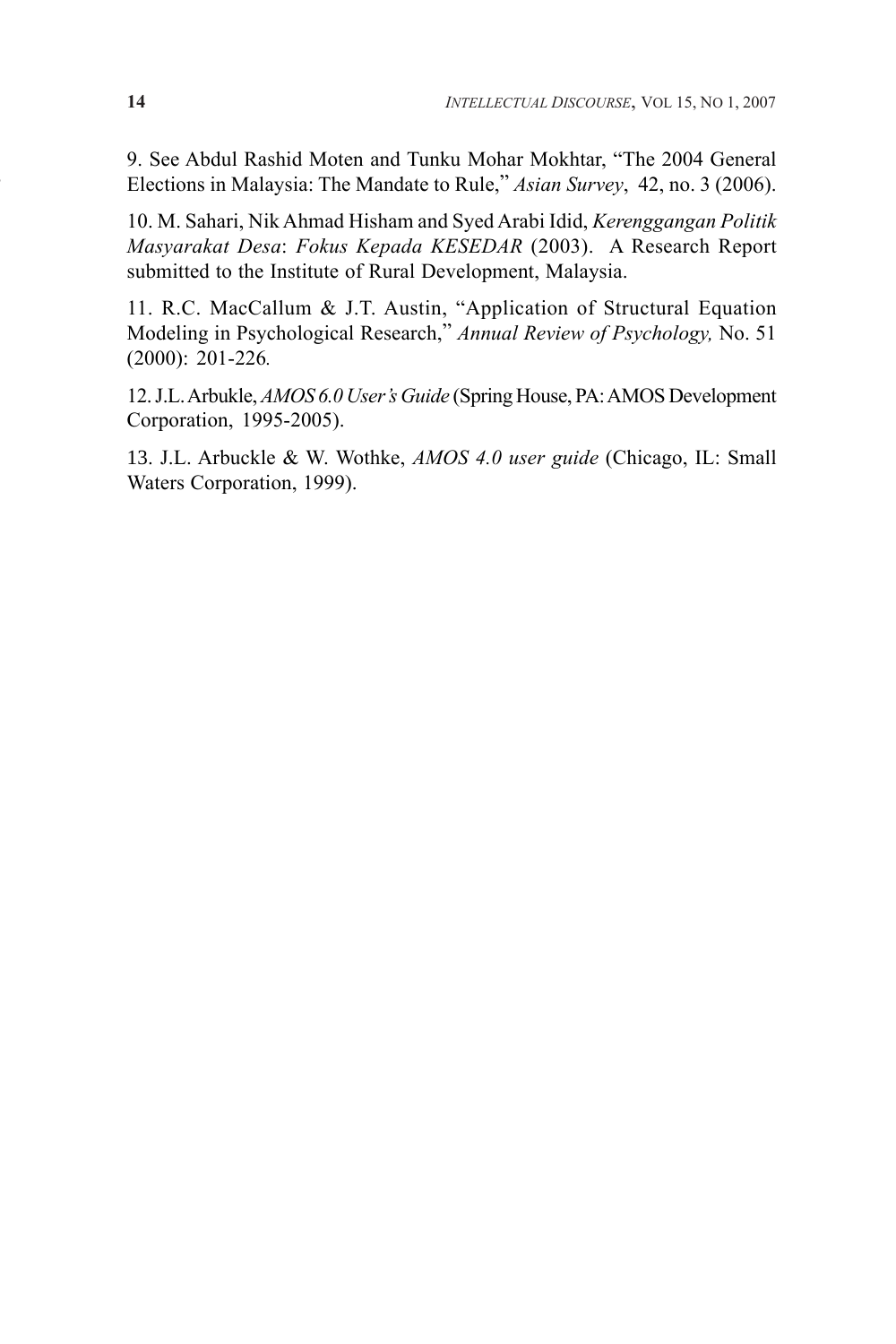9. See Abdul Rashid Moten and Tunku Mohar Mokhtar, “The 2004 General Elections in Malaysia: The Mandate to Rule,” *Asian Survey*, 42, no. 3 (2006).

10. M. Sahari, Nik Ahmad Hisham and Syed Arabi Idid, *Kerenggangan Politik Masyarakat Desa*: *Fokus Kepada KESEDAR* (2003). A Research Report submitted to the Institute of Rural Development, Malaysia.

11. R.C. MacCallum & J.T. Austin, “Application of Structural Equation Modeling in Psychological Research,” *Annual Review of Psychology,* No. 51 (2000): 201-226.

12. J.L. Arbukle, *AMOS 6.0 User's Guide* (Spring House, PA: AMOS Development Corporation, 1995-2005).

13. J.L. Arbuckle & W. Wothke, *AMOS 4.0 user guide* (Chicago, IL: Small Waters Corporation, 1999).